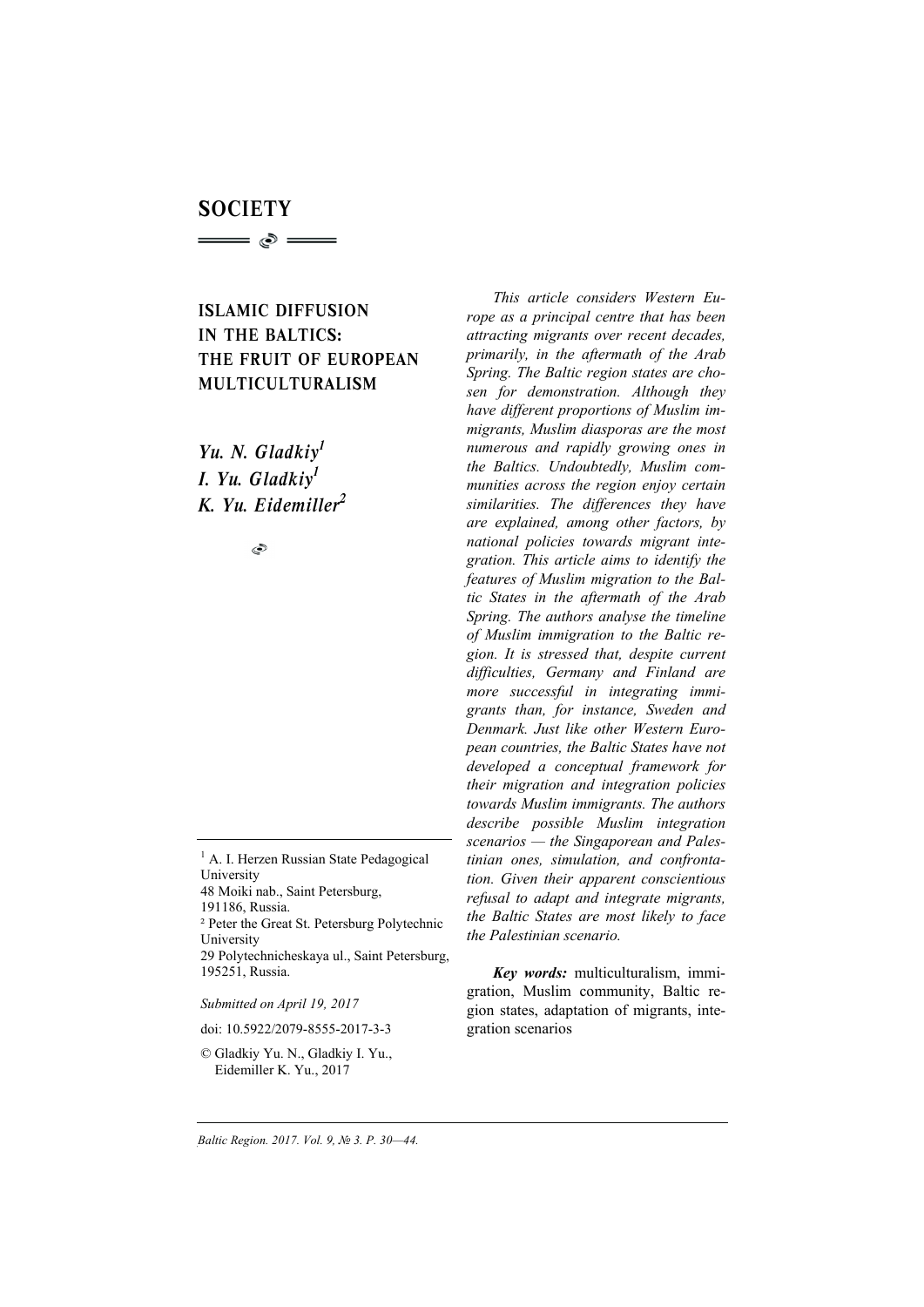# SOCIETY

## ISLAMIC DIFFUSION IN THE BALTICS: THE FRUIT OF EUROPEAN MULTICULTURALISM

***Yu. N. Gladkiy***[1]
***I. Yu. Gladkiy***[1]
***K. Yu. Eidemiller***[2]

*This article considers Western Europe as a principal centre that has been attracting migrants over recent decades, primarily, in the aftermath of the Arab Spring. The Baltic region states are chosen for demonstration. Although they have different proportions of Muslim immigrants, Muslim diasporas are the most numerous and rapidly growing ones in the Baltics. Undoubtedly, Muslim communities across the region enjoy certain similarities. The differences they have are explained, among other factors, by national policies towards migrant integration. This article aims to identify the features of Muslim migration to the Baltic States in the aftermath of the Arab Spring. The authors analyse the timeline of Muslim immigration to the Baltic region. It is stressed that, despite current difficulties, Germany and Finland are more successful in integrating immigrants than, for instance, Sweden and Denmark. Just like other Western European countries, the Baltic States have not developed a conceptual framework for their migration and integration policies towards Muslim immigrants. The authors describe possible Muslim integration scenarios — the Singaporean and Palestinian ones, simulation, and confrontation. Given their apparent conscientious refusal to adapt and integrate migrants, the Baltic States are most likely to face the Palestinian scenario.*

***Key words:*** multiculturalism, immigration, Muslim community, Baltic region states, adaptation of migrants, integration scenarios

---

[1] A. I. Herzen Russian State Pedagogical University
48 Moiki nab., Saint Petersburg, 191186, Russia.
[2] Peter the Great St. Petersburg Polytechnic University
29 Polytechnicheskaya ul., Saint Petersburg, 195251, Russia.

*Submitted on April 19, 2017*

doi: 10.5922/2079-8555-2017-3-3

© Gladkiy Yu. N., Gladkiy I. Yu., Eidemiller K. Yu., 2017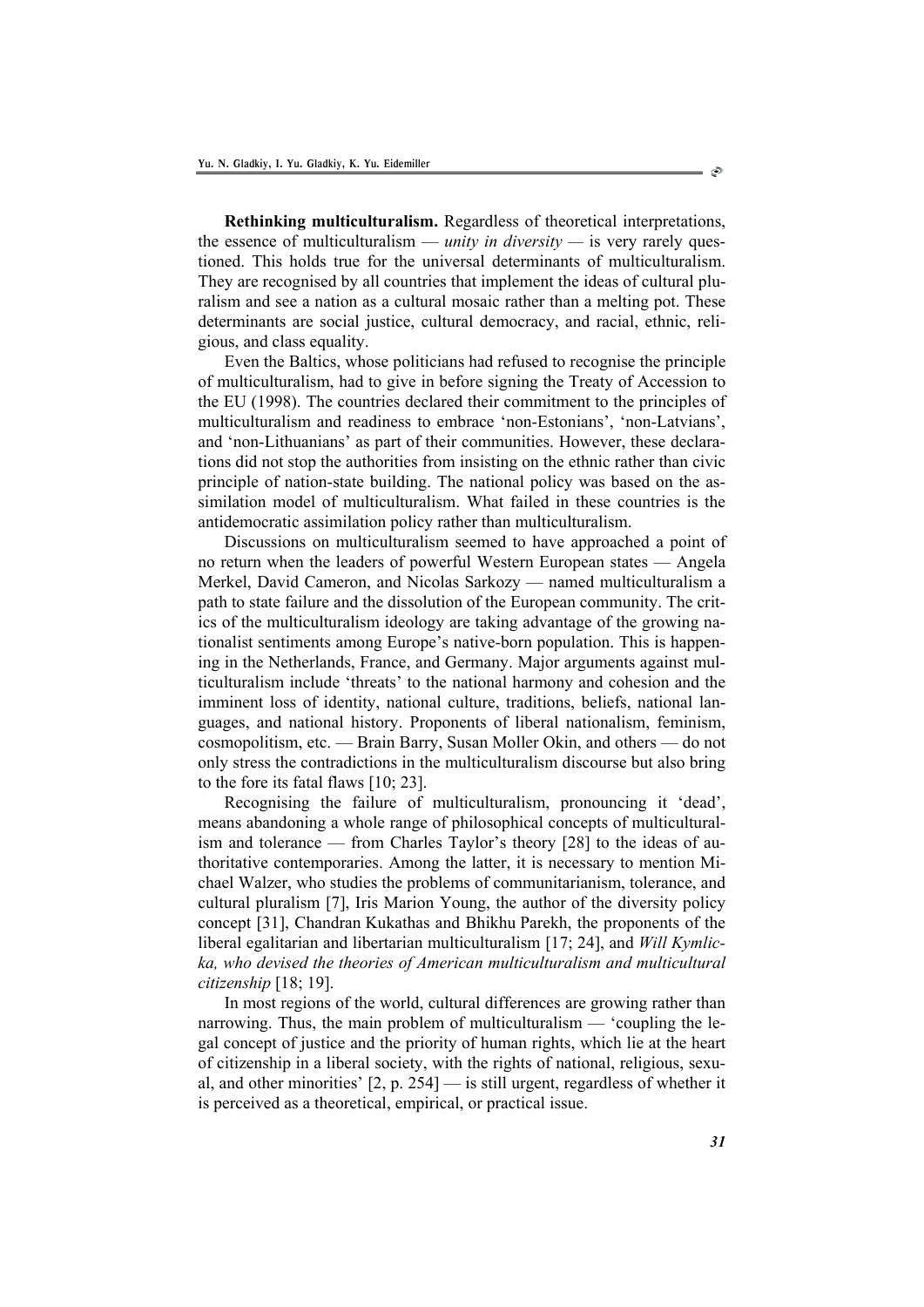**Rethinking multiculturalism.** Regardless of theoretical interpretations, the essence of multiculturalism — *unity in diversity* — is very rarely questioned. This holds true for the universal determinants of multiculturalism. They are recognised by all countries that implement the ideas of cultural pluralism and see a nation as a cultural mosaic rather than a melting pot. These determinants are social justice, cultural democracy, and racial, ethnic, religious, and class equality.

Even the Baltics, whose politicians had refused to recognise the principle of multiculturalism, had to give in before signing the Treaty of Accession to the EU (1998). The countries declared their commitment to the principles of multiculturalism and readiness to embrace 'non-Estonians', 'non-Latvians', and 'non-Lithuanians' as part of their communities. However, these declarations did not stop the authorities from insisting on the ethnic rather than civic principle of nation-state building. The national policy was based on the assimilation model of multiculturalism. What failed in these countries is the antidemocratic assimilation policy rather than multiculturalism.

Discussions on multiculturalism seemed to have approached a point of no return when the leaders of powerful Western European states — Angela Merkel, David Cameron, and Nicolas Sarkozy — named multiculturalism a path to state failure and the dissolution of the European community. The critics of the multiculturalism ideology are taking advantage of the growing nationalist sentiments among Europe's native-born population. This is happening in the Netherlands, France, and Germany. Major arguments against multiculturalism include 'threats' to the national harmony and cohesion and the imminent loss of identity, national culture, traditions, beliefs, national languages, and national history. Proponents of liberal nationalism, feminism, cosmopolitism, etc. — Brain Barry, Susan Moller Okin, and others — do not only stress the contradictions in the multiculturalism discourse but also bring to the fore its fatal flaws [10; 23].

Recognising the failure of multiculturalism, pronouncing it 'dead', means abandoning a whole range of philosophical concepts of multiculturalism and tolerance — from Charles Taylor's theory [28] to the ideas of authoritative contemporaries. Among the latter, it is necessary to mention Michael Walzer, who studies the problems of communitarianism, tolerance, and cultural pluralism [7], Iris Marion Young, the author of the diversity policy concept [31], Chandran Kukathas and Bhikhu Parekh, the proponents of the liberal egalitarian and libertarian multiculturalism [17; 24], and *Will Kymlicka, who devised the theories of American multiculturalism and multicultural citizenship* [18; 19].

In most regions of the world, cultural differences are growing rather than narrowing. Thus, the main problem of multiculturalism — 'coupling the legal concept of justice and the priority of human rights, which lie at the heart of citizenship in a liberal society, with the rights of national, religious, sexual, and other minorities' [2, p. 254] — is still urgent, regardless of whether it is perceived as a theoretical, empirical, or practical issue.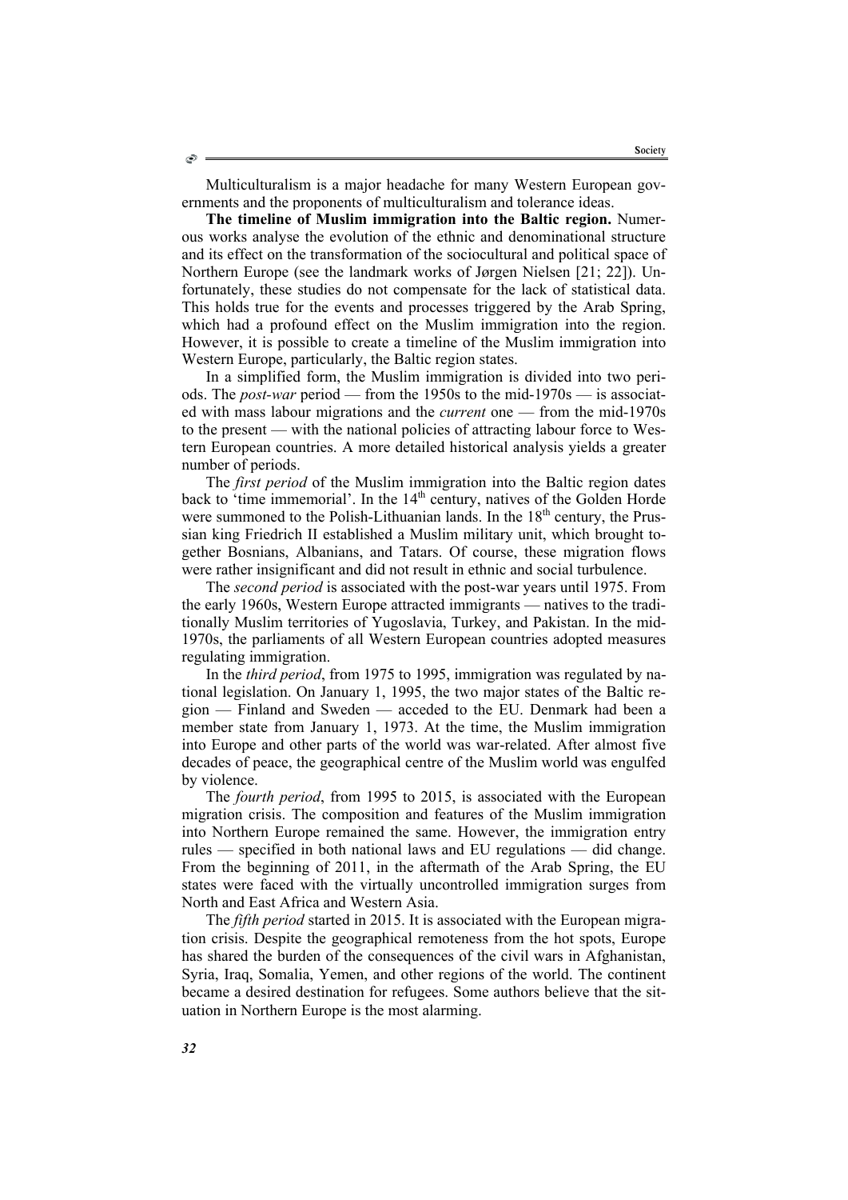Multiculturalism is a major headache for many Western European governments and the proponents of multiculturalism and tolerance ideas.

**The timeline of Muslim immigration into the Baltic region.** Numerous works analyse the evolution of the ethnic and denominational structure and its effect on the transformation of the sociocultural and political space of Northern Europe (see the landmark works of Jørgen Nielsen [21; 22]). Unfortunately, these studies do not compensate for the lack of statistical data. This holds true for the events and processes triggered by the Arab Spring, which had a profound effect on the Muslim immigration into the region. However, it is possible to create a timeline of the Muslim immigration into Western Europe, particularly, the Baltic region states.

In a simplified form, the Muslim immigration is divided into two periods. The *post-war* period — from the 1950s to the mid-1970s — is associated with mass labour migrations and the *current* one — from the mid-1970s to the present — with the national policies of attracting labour force to Western European countries. A more detailed historical analysis yields a greater number of periods.

The *first period* of the Muslim immigration into the Baltic region dates back to 'time immemorial'. In the 14th century, natives of the Golden Horde were summoned to the Polish-Lithuanian lands. In the 18th century, the Prussian king Friedrich II established a Muslim military unit, which brought together Bosnians, Albanians, and Tatars. Of course, these migration flows were rather insignificant and did not result in ethnic and social turbulence.

The *second period* is associated with the post-war years until 1975. From the early 1960s, Western Europe attracted immigrants — natives to the traditionally Muslim territories of Yugoslavia, Turkey, and Pakistan. In the mid-1970s, the parliaments of all Western European countries adopted measures regulating immigration.

In the *third period*, from 1975 to 1995, immigration was regulated by national legislation. On January 1, 1995, the two major states of the Baltic region — Finland and Sweden — acceded to the EU. Denmark had been a member state from January 1, 1973. At the time, the Muslim immigration into Europe and other parts of the world was war-related. After almost five decades of peace, the geographical centre of the Muslim world was engulfed by violence.

The *fourth period*, from 1995 to 2015, is associated with the European migration crisis. The composition and features of the Muslim immigration into Northern Europe remained the same. However, the immigration entry rules — specified in both national laws and EU regulations — did change. From the beginning of 2011, in the aftermath of the Arab Spring, the EU states were faced with the virtually uncontrolled immigration surges from North and East Africa and Western Asia.

The *fifth period* started in 2015. It is associated with the European migration crisis. Despite the geographical remoteness from the hot spots, Europe has shared the burden of the consequences of the civil wars in Afghanistan, Syria, Iraq, Somalia, Yemen, and other regions of the world. The continent became a desired destination for refugees. Some authors believe that the situation in Northern Europe is the most alarming.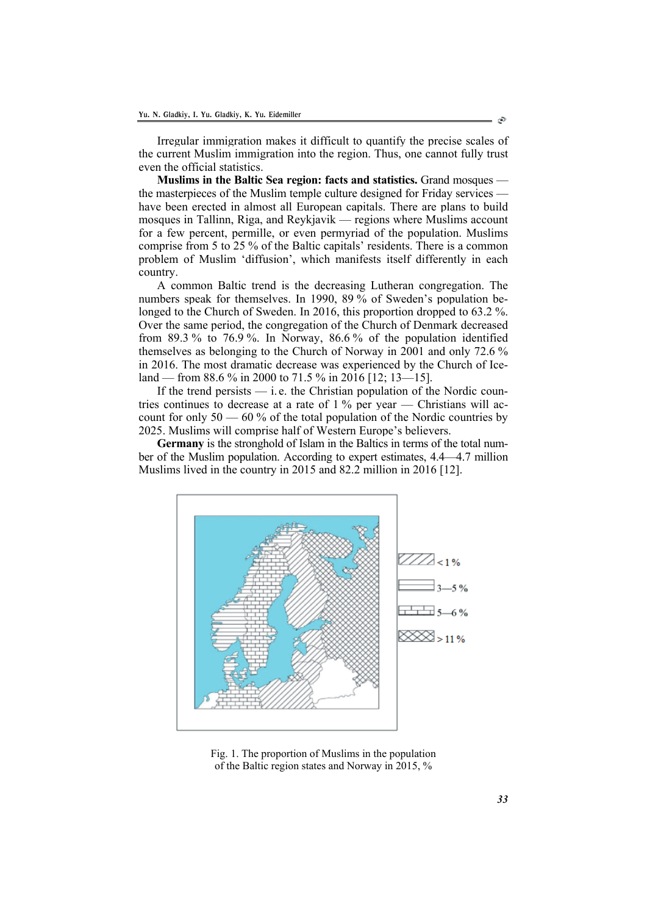Irregular immigration makes it difficult to quantify the precise scales of the current Muslim immigration into the region. Thus, one cannot fully trust even the official statistics.

**Muslims in the Baltic Sea region: facts and statistics.** Grand mosques — the masterpieces of the Muslim temple culture designed for Friday services — have been erected in almost all European capitals. There are plans to build mosques in Tallinn, Riga, and Reykjavik — regions where Muslims account for a few percent, permille, or even permyriad of the population. Muslims comprise from 5 to 25 % of the Baltic capitals' residents. There is a common problem of Muslim 'diffusion', which manifests itself differently in each country.

A common Baltic trend is the decreasing Lutheran congregation. The numbers speak for themselves. In 1990, 89 % of Sweden's population belonged to the Church of Sweden. In 2016, this proportion dropped to 63.2 %. Over the same period, the congregation of the Church of Denmark decreased from 89.3 % to 76.9 %. In Norway, 86.6 % of the population identified themselves as belonging to the Church of Norway in 2001 and only 72.6 % in 2016. The most dramatic decrease was experienced by the Church of Iceland — from 88.6 % in 2000 to 71.5 % in 2016 [12; 13—15].

If the trend persists — i. e. the Christian population of the Nordic countries continues to decrease at a rate of 1 % per year — Christians will account for only 50 — 60 % of the total population of the Nordic countries by 2025. Muslims will comprise half of Western Europe's believers.

**Germany** is the stronghold of Islam in the Baltics in terms of the total number of the Muslim population. According to expert estimates, 4.4—4.7 million Muslims lived in the country in 2015 and 82.2 million in 2016 [12].

< 1 %

3—5 %

5—6 %

> 11 %

Fig. 1. The proportion of Muslims in the population of the Baltic region states and Norway in 2015, %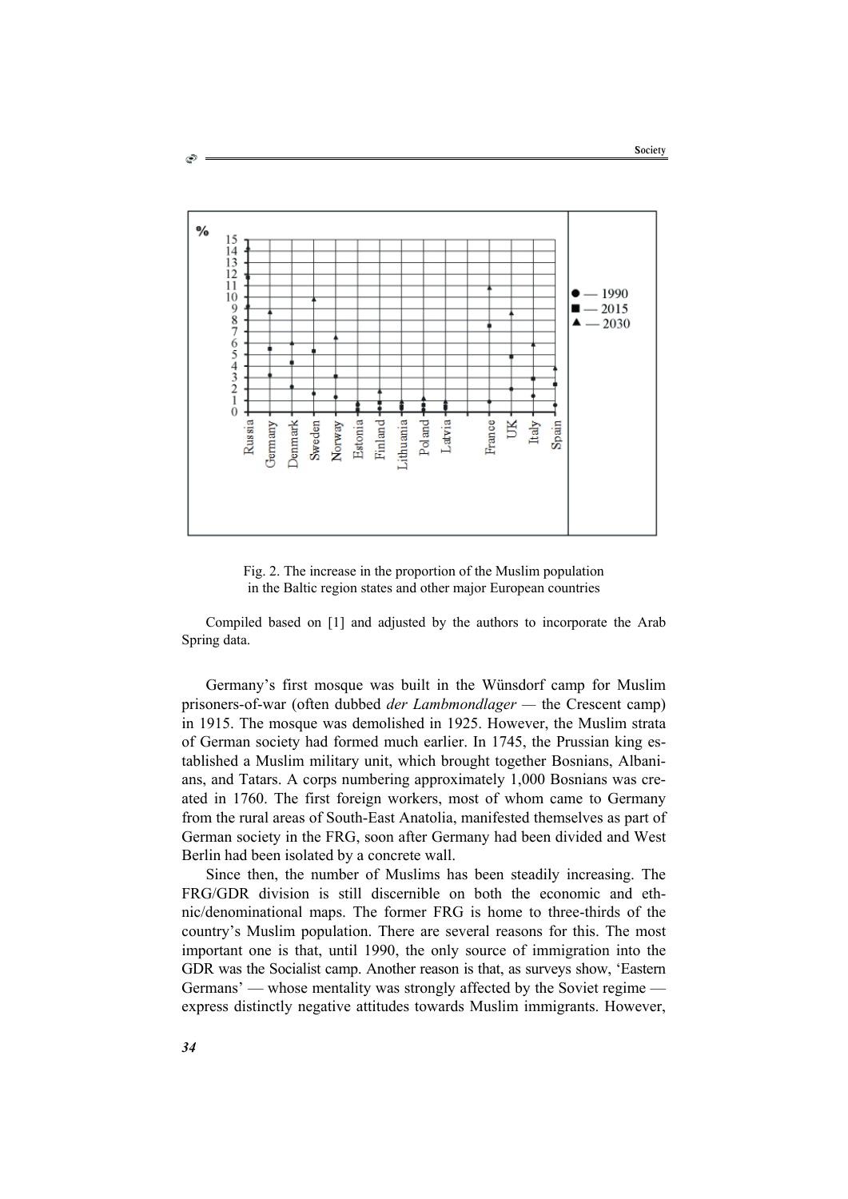Fig. 2. The increase in the proportion of the Muslim population in the Baltic region states and other major European countries

Compiled based on [1] and adjusted by the authors to incorporate the Arab Spring data.

Germany's first mosque was built in the Wünsdorf camp for Muslim prisoners-of-war (often dubbed *der Lambmondlager* — the Crescent camp) in 1915. The mosque was demolished in 1925. However, the Muslim strata of German society had formed much earlier. In 1745, the Prussian king established a Muslim military unit, which brought together Bosnians, Albanians, and Tatars. A corps numbering approximately 1,000 Bosnians was created in 1760. The first foreign workers, most of whom came to Germany from the rural areas of South-East Anatolia, manifested themselves as part of German society in the FRG, soon after Germany had been divided and West Berlin had been isolated by a concrete wall.

Since then, the number of Muslims has been steadily increasing. The FRG/GDR division is still discernible on both the economic and ethnic/denominational maps. The former FRG is home to three-thirds of the country's Muslim population. There are several reasons for this. The most important one is that, until 1990, the only source of immigration into the GDR was the Socialist camp. Another reason is that, as surveys show, 'Eastern Germans' — whose mentality was strongly affected by the Soviet regime — express distinctly negative attitudes towards Muslim immigrants. However,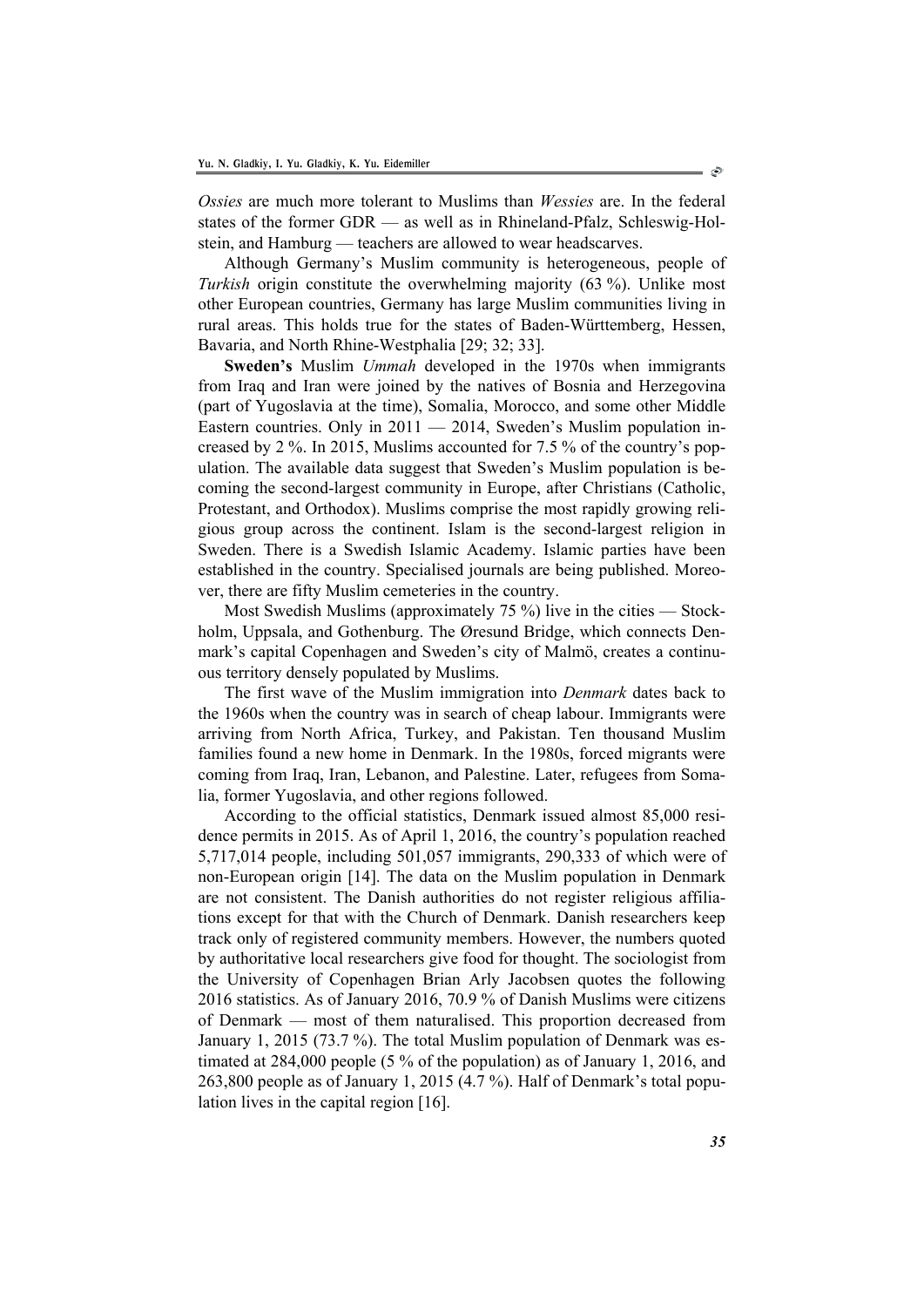*Ossies* are much more tolerant to Muslims than *Wessies* are. In the federal states of the former GDR — as well as in Rhineland-Pfalz, Schleswig-Holstein, and Hamburg — teachers are allowed to wear headscarves.

Although Germany's Muslim community is heterogeneous, people of *Turkish* origin constitute the overwhelming majority (63 %). Unlike most other European countries, Germany has large Muslim communities living in rural areas. This holds true for the states of Baden-Württemberg, Hessen, Bavaria, and North Rhine-Westphalia [29; 32; 33].

**Sweden's** Muslim *Ummah* developed in the 1970s when immigrants from Iraq and Iran were joined by the natives of Bosnia and Herzegovina (part of Yugoslavia at the time), Somalia, Morocco, and some other Middle Eastern countries. Only in 2011 — 2014, Sweden's Muslim population increased by 2 %. In 2015, Muslims accounted for 7.5 % of the country's population. The available data suggest that Sweden's Muslim population is becoming the second-largest community in Europe, after Christians (Catholic, Protestant, and Orthodox). Muslims comprise the most rapidly growing religious group across the continent. Islam is the second-largest religion in Sweden. There is a Swedish Islamic Academy. Islamic parties have been established in the country. Specialised journals are being published. Moreover, there are fifty Muslim cemeteries in the country.

Most Swedish Muslims (approximately 75 %) live in the cities — Stockholm, Uppsala, and Gothenburg. The Øresund Bridge, which connects Denmark's capital Copenhagen and Sweden's city of Malmö, creates a continuous territory densely populated by Muslims.

The first wave of the Muslim immigration into *Denmark* dates back to the 1960s when the country was in search of cheap labour. Immigrants were arriving from North Africa, Turkey, and Pakistan. Ten thousand Muslim families found a new home in Denmark. In the 1980s, forced migrants were coming from Iraq, Iran, Lebanon, and Palestine. Later, refugees from Somalia, former Yugoslavia, and other regions followed.

According to the official statistics, Denmark issued almost 85,000 residence permits in 2015. As of April 1, 2016, the country's population reached 5,717,014 people, including 501,057 immigrants, 290,333 of which were of non-European origin [14]. The data on the Muslim population in Denmark are not consistent. The Danish authorities do not register religious affiliations except for that with the Church of Denmark. Danish researchers keep track only of registered community members. However, the numbers quoted by authoritative local researchers give food for thought. The sociologist from the University of Copenhagen Brian Arly Jacobsen quotes the following 2016 statistics. As of January 2016, 70.9 % of Danish Muslims were citizens of Denmark — most of them naturalised. This proportion decreased from January 1, 2015 (73.7 %). The total Muslim population of Denmark was estimated at 284,000 people (5 % of the population) as of January 1, 2016, and 263,800 people as of January 1, 2015 (4.7 %). Half of Denmark's total population lives in the capital region [16].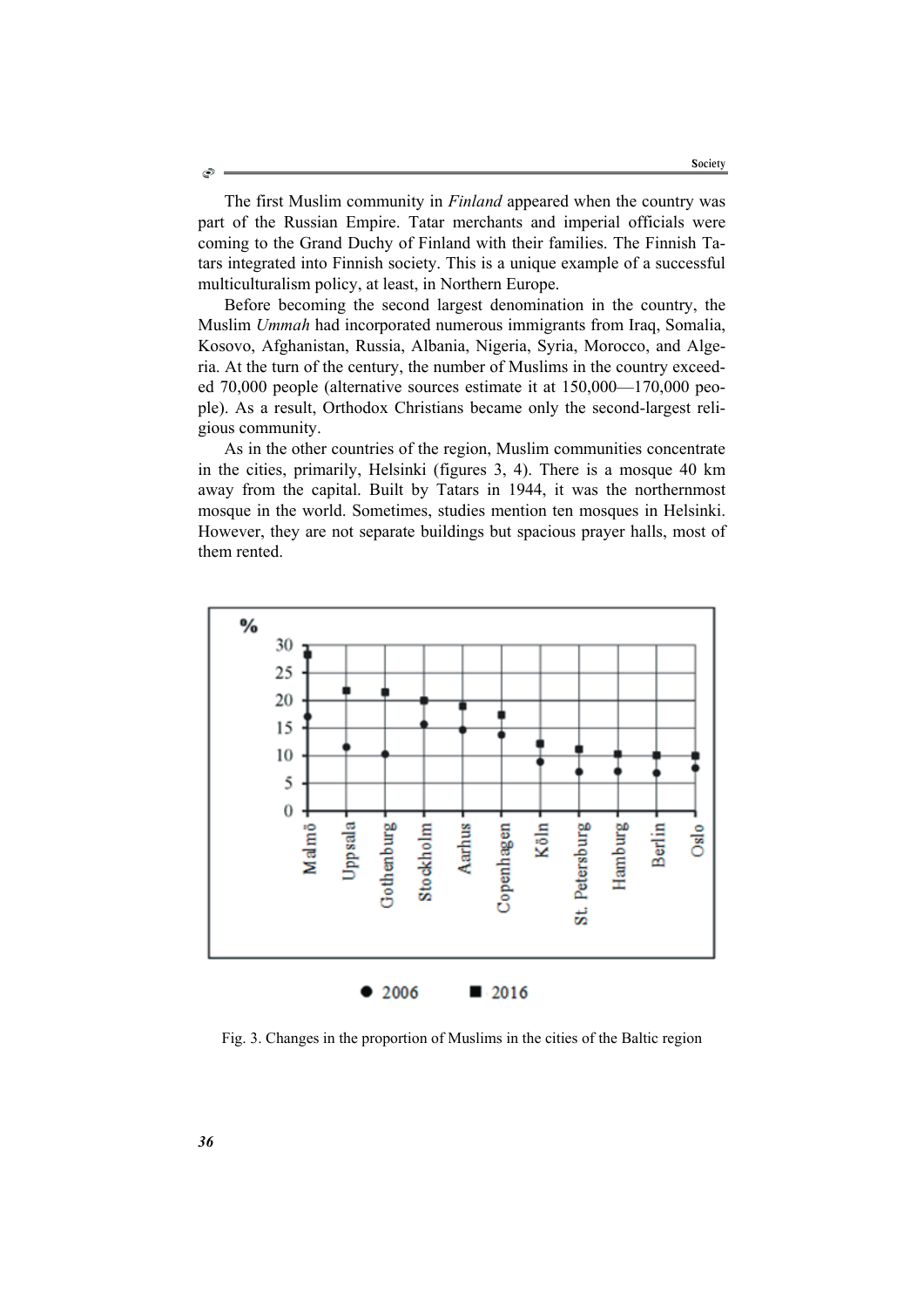The first Muslim community in *Finland* appeared when the country was part of the Russian Empire. Tatar merchants and imperial officials were coming to the Grand Duchy of Finland with their families. The Finnish Tatars integrated into Finnish society. This is a unique example of a successful multiculturalism policy, at least, in Northern Europe.

Before becoming the second largest denomination in the country, the Muslim *Ummah* had incorporated numerous immigrants from Iraq, Somalia, Kosovo, Afghanistan, Russia, Albania, Nigeria, Syria, Morocco, and Algeria. At the turn of the century, the number of Muslims in the country exceeded 70,000 people (alternative sources estimate it at 150,000—170,000 people). As a result, Orthodox Christians became only the second-largest religious community.

As in the other countries of the region, Muslim communities concentrate in the cities, primarily, Helsinki (figures 3, 4). There is a mosque 40 km away from the capital. Built by Tatars in 1944, it was the northernmost mosque in the world. Sometimes, studies mention ten mosques in Helsinki. However, they are not separate buildings but spacious prayer halls, most of them rented.

Fig. 3. Changes in the proportion of Muslims in the cities of the Baltic region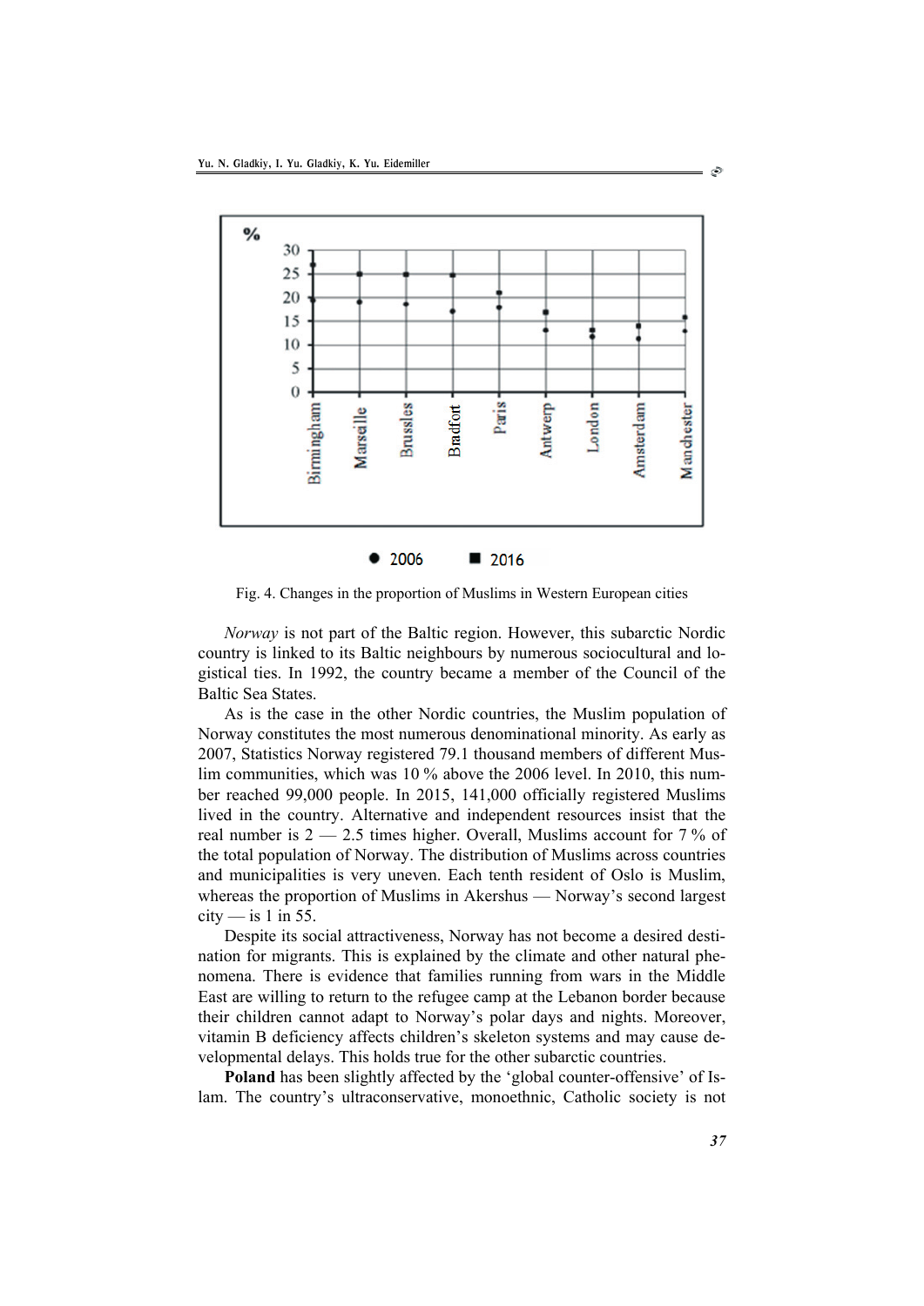Fig. 4. Changes in the proportion of Muslims in Western European cities

*Norway* is not part of the Baltic region. However, this subarctic Nordic country is linked to its Baltic neighbours by numerous sociocultural and logistical ties. In 1992, the country became a member of the Council of the Baltic Sea States.

As is the case in the other Nordic countries, the Muslim population of Norway constitutes the most numerous denominational minority. As early as 2007, Statistics Norway registered 79.1 thousand members of different Muslim communities, which was 10 % above the 2006 level. In 2010, this number reached 99,000 people. In 2015, 141,000 officially registered Muslims lived in the country. Alternative and independent resources insist that the real number is 2 — 2.5 times higher. Overall, Muslims account for 7 % of the total population of Norway. The distribution of Muslims across countries and municipalities is very uneven. Each tenth resident of Oslo is Muslim, whereas the proportion of Muslims in Akershus — Norway's second largest city — is 1 in 55.

Despite its social attractiveness, Norway has not become a desired destination for migrants. This is explained by the climate and other natural phenomena. There is evidence that families running from wars in the Middle East are willing to return to the refugee camp at the Lebanon border because their children cannot adapt to Norway's polar days and nights. Moreover, vitamin B deficiency affects children's skeleton systems and may cause developmental delays. This holds true for the other subarctic countries.

**Poland** has been slightly affected by the 'global counter-offensive' of Islam. The country's ultraconservative, monoethnic, Catholic society is not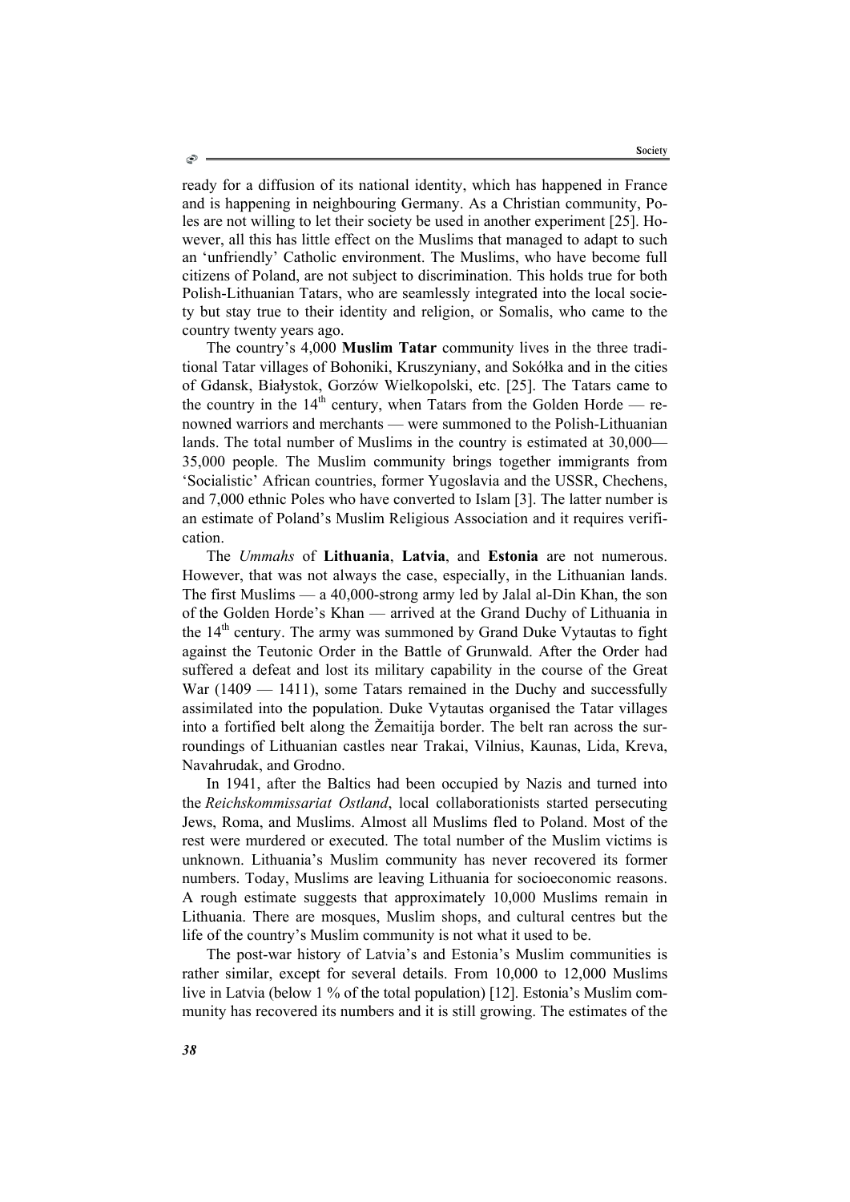ready for a diffusion of its national identity, which has happened in France and is happening in neighbouring Germany. As a Christian community, Poles are not willing to let their society be used in another experiment [25]. However, all this has little effect on the Muslims that managed to adapt to such an 'unfriendly' Catholic environment. The Muslims, who have become full citizens of Poland, are not subject to discrimination. This holds true for both Polish-Lithuanian Tatars, who are seamlessly integrated into the local society but stay true to their identity and religion, or Somalis, who came to the country twenty years ago.

The country's 4,000 **Muslim Tatar** community lives in the three traditional Tatar villages of Bohoniki, Kruszyniany, and Sokółka and in the cities of Gdansk, Białystok, Gorzów Wielkopolski, etc. [25]. The Tatars came to the country in the 14th century, when Tatars from the Golden Horde — renowned warriors and merchants — were summoned to the Polish-Lithuanian lands. The total number of Muslims in the country is estimated at 30,000—35,000 people. The Muslim community brings together immigrants from 'Socialistic' African countries, former Yugoslavia and the USSR, Chechens, and 7,000 ethnic Poles who have converted to Islam [3]. The latter number is an estimate of Poland's Muslim Religious Association and it requires verification.

The *Ummahs* of **Lithuania**, **Latvia**, and **Estonia** are not numerous. However, that was not always the case, especially, in the Lithuanian lands. The first Muslims — a 40,000-strong army led by Jalal al-Din Khan, the son of the Golden Horde's Khan — arrived at the Grand Duchy of Lithuania in the 14th century. The army was summoned by Grand Duke Vytautas to fight against the Teutonic Order in the Battle of Grunwald. After the Order had suffered a defeat and lost its military capability in the course of the Great War (1409 — 1411), some Tatars remained in the Duchy and successfully assimilated into the population. Duke Vytautas organised the Tatar villages into a fortified belt along the Žemaitija border. The belt ran across the surroundings of Lithuanian castles near Trakai, Vilnius, Kaunas, Lida, Kreva, Navahrudak, and Grodno.

In 1941, after the Baltics had been occupied by Nazis and turned into the *Reichskommissariat Ostland*, local collaborationists started persecuting Jews, Roma, and Muslims. Almost all Muslims fled to Poland. Most of the rest were murdered or executed. The total number of the Muslim victims is unknown. Lithuania's Muslim community has never recovered its former numbers. Today, Muslims are leaving Lithuania for socioeconomic reasons. A rough estimate suggests that approximately 10,000 Muslims remain in Lithuania. There are mosques, Muslim shops, and cultural centres but the life of the country's Muslim community is not what it used to be.

The post-war history of Latvia's and Estonia's Muslim communities is rather similar, except for several details. From 10,000 to 12,000 Muslims live in Latvia (below 1 % of the total population) [12]. Estonia's Muslim community has recovered its numbers and it is still growing. The estimates of the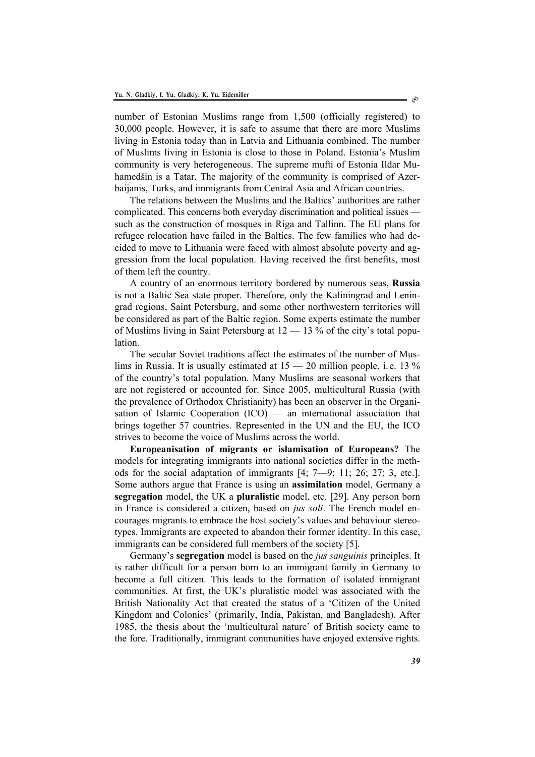number of Estonian Muslims range from 1,500 (officially registered) to 30,000 people. However, it is safe to assume that there are more Muslims living in Estonia today than in Latvia and Lithuania combined. The number of Muslims living in Estonia is close to those in Poland. Estonia's Muslim community is very heterogeneous. The supreme mufti of Estonia Ildar Muhamedšin is a Tatar. The majority of the community is comprised of Azerbaijanis, Turks, and immigrants from Central Asia and African countries.

The relations between the Muslims and the Baltics' authorities are rather complicated. This concerns both everyday discrimination and political issues — such as the construction of mosques in Riga and Tallinn. The EU plans for refugee relocation have failed in the Baltics. The few families who had decided to move to Lithuania were faced with almost absolute poverty and aggression from the local population. Having received the first benefits, most of them left the country.

A country of an enormous territory bordered by numerous seas, **Russia** is not a Baltic Sea state proper. Therefore, only the Kaliningrad and Leningrad regions, Saint Petersburg, and some other northwestern territories will be considered as part of the Baltic region. Some experts estimate the number of Muslims living in Saint Petersburg at 12 — 13 % of the city's total population.

The secular Soviet traditions affect the estimates of the number of Muslims in Russia. It is usually estimated at 15 — 20 million people, i.e. 13 % of the country's total population. Many Muslims are seasonal workers that are not registered or accounted for. Since 2005, multicultural Russia (with the prevalence of Orthodox Christianity) has been an observer in the Organisation of Islamic Cooperation (ICO) — an international association that brings together 57 countries. Represented in the UN and the EU, the ICO strives to become the voice of Muslims across the world.

**Europeanisation of migrants or islamisation of Europeans?** The models for integrating immigrants into national societies differ in the methods for the social adaptation of immigrants [4; 7—9; 11; 26; 27; 3, etc.]. Some authors argue that France is using an **assimilation** model, Germany a **segregation** model, the UK a **pluralistic** model, etc. [29]. Any person born in France is considered a citizen, based on *jus soli*. The French model encourages migrants to embrace the host society's values and behaviour stereotypes. Immigrants are expected to abandon their former identity. In this case, immigrants can be considered full members of the society [5].

Germany's **segregation** model is based on the *jus sanguinis* principles. It is rather difficult for a person born to an immigrant family in Germany to become a full citizen. This leads to the formation of isolated immigrant communities. At first, the UK's pluralistic model was associated with the British Nationality Act that created the status of a 'Citizen of the United Kingdom and Colonies' (primarily, India, Pakistan, and Bangladesh). After 1985, the thesis about the 'multicultural nature' of British society came to the fore. Traditionally, immigrant communities have enjoyed extensive rights.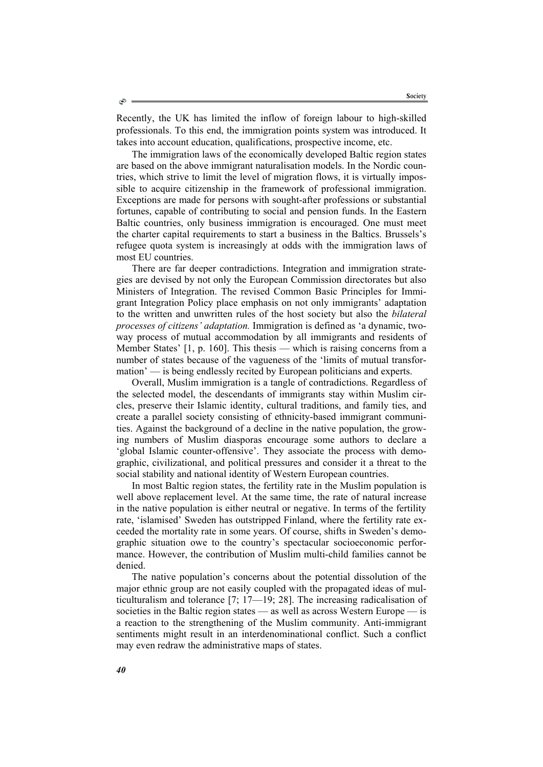Recently, the UK has limited the inflow of foreign labour to high-skilled professionals. To this end, the immigration points system was introduced. It takes into account education, qualifications, prospective income, etc.

The immigration laws of the economically developed Baltic region states are based on the above immigrant naturalisation models. In the Nordic countries, which strive to limit the level of migration flows, it is virtually impossible to acquire citizenship in the framework of professional immigration. Exceptions are made for persons with sought-after professions or substantial fortunes, capable of contributing to social and pension funds. In the Eastern Baltic countries, only business immigration is encouraged. One must meet the charter capital requirements to start a business in the Baltics. Brussels's refugee quota system is increasingly at odds with the immigration laws of most EU countries.

There are far deeper contradictions. Integration and immigration strategies are devised by not only the European Commission directorates but also Ministers of Integration. The revised Common Basic Principles for Immigrant Integration Policy place emphasis on not only immigrants' adaptation to the written and unwritten rules of the host society but also the *bilateral processes of citizens' adaptation.* Immigration is defined as 'a dynamic, two-way process of mutual accommodation by all immigrants and residents of Member States' [1, p. 160]. This thesis — which is raising concerns from a number of states because of the vagueness of the 'limits of mutual transformation' — is being endlessly recited by European politicians and experts.

Overall, Muslim immigration is a tangle of contradictions. Regardless of the selected model, the descendants of immigrants stay within Muslim circles, preserve their Islamic identity, cultural traditions, and family ties, and create a parallel society consisting of ethnicity-based immigrant communities. Against the background of a decline in the native population, the growing numbers of Muslim diasporas encourage some authors to declare a 'global Islamic counter-offensive'. They associate the process with demographic, civilizational, and political pressures and consider it a threat to the social stability and national identity of Western European countries.

In most Baltic region states, the fertility rate in the Muslim population is well above replacement level. At the same time, the rate of natural increase in the native population is either neutral or negative. In terms of the fertility rate, 'islamised' Sweden has outstripped Finland, where the fertility rate exceeded the mortality rate in some years. Of course, shifts in Sweden's demographic situation owe to the country's spectacular socioeconomic performance. However, the contribution of Muslim multi-child families cannot be denied.

The native population's concerns about the potential dissolution of the major ethnic group are not easily coupled with the propagated ideas of multiculturalism and tolerance [7; 17—19; 28]. The increasing radicalisation of societies in the Baltic region states — as well as across Western Europe — is a reaction to the strengthening of the Muslim community. Anti-immigrant sentiments might result in an interdenominational conflict. Such a conflict may even redraw the administrative maps of states.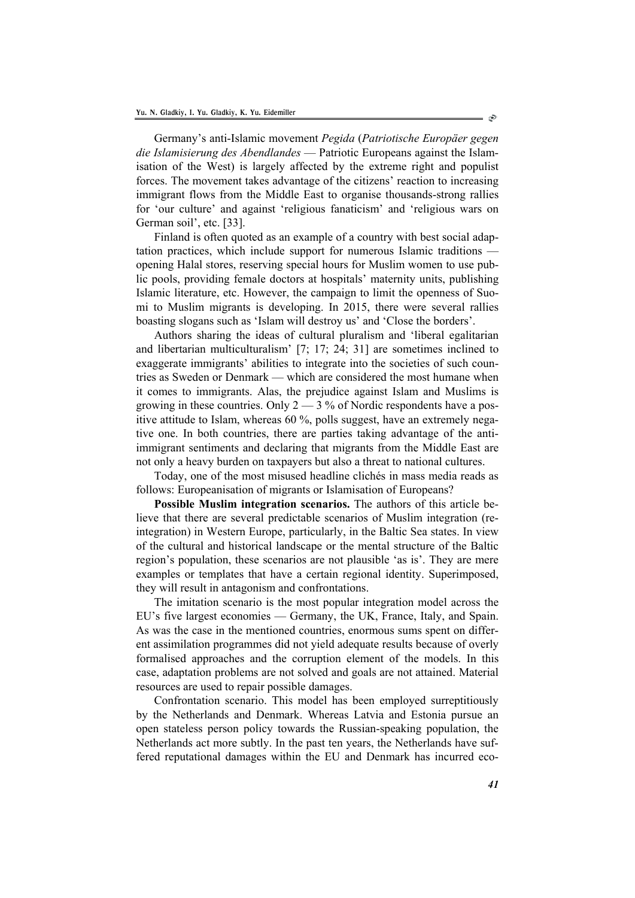Germany's anti-Islamic movement *Pegida* (*Patriotische Europäer gegen die Islamisierung des Abendlandes* — Patriotic Europeans against the Islamisation of the West) is largely affected by the extreme right and populist forces. The movement takes advantage of the citizens' reaction to increasing immigrant flows from the Middle East to organise thousands-strong rallies for 'our culture' and against 'religious fanaticism' and 'religious wars on German soil', etc. [33].

Finland is often quoted as an example of a country with best social adaptation practices, which include support for numerous Islamic traditions — opening Halal stores, reserving special hours for Muslim women to use public pools, providing female doctors at hospitals' maternity units, publishing Islamic literature, etc. However, the campaign to limit the openness of Suomi to Muslim migrants is developing. In 2015, there were several rallies boasting slogans such as 'Islam will destroy us' and 'Close the borders'.

Authors sharing the ideas of cultural pluralism and 'liberal egalitarian and libertarian multiculturalism' [7; 17; 24; 31] are sometimes inclined to exaggerate immigrants' abilities to integrate into the societies of such countries as Sweden or Denmark — which are considered the most humane when it comes to immigrants. Alas, the prejudice against Islam and Muslims is growing in these countries. Only 2 — 3 % of Nordic respondents have a positive attitude to Islam, whereas 60 %, polls suggest, have an extremely negative one. In both countries, there are parties taking advantage of the anti-immigrant sentiments and declaring that migrants from the Middle East are not only a heavy burden on taxpayers but also a threat to national cultures.

Today, one of the most misused headline clichés in mass media reads as follows: Europeanisation of migrants or Islamisation of Europeans?

**Possible Muslim integration scenarios.** The authors of this article believe that there are several predictable scenarios of Muslim integration (re-integration) in Western Europe, particularly, in the Baltic Sea states. In view of the cultural and historical landscape or the mental structure of the Baltic region's population, these scenarios are not plausible 'as is'. They are mere examples or templates that have a certain regional identity. Superimposed, they will result in antagonism and confrontations.

The imitation scenario is the most popular integration model across the EU's five largest economies — Germany, the UK, France, Italy, and Spain. As was the case in the mentioned countries, enormous sums spent on different assimilation programmes did not yield adequate results because of overly formalised approaches and the corruption element of the models. In this case, adaptation problems are not solved and goals are not attained. Material resources are used to repair possible damages.

Confrontation scenario. This model has been employed surreptitiously by the Netherlands and Denmark. Whereas Latvia and Estonia pursue an open stateless person policy towards the Russian-speaking population, the Netherlands act more subtly. In the past ten years, the Netherlands have suffered reputational damages within the EU and Denmark has incurred eco-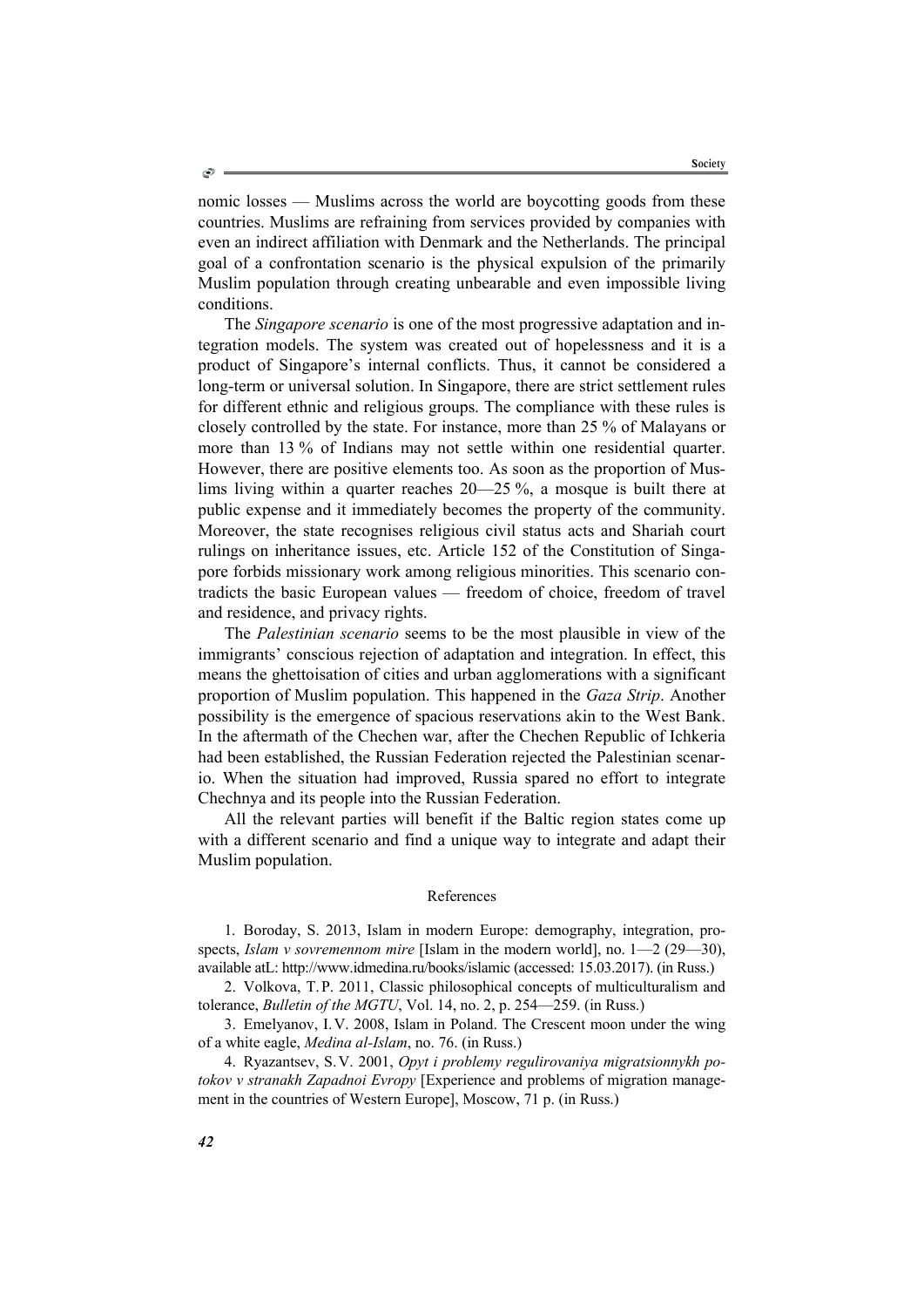nomic losses — Muslims across the world are boycotting goods from these countries. Muslims are refraining from services provided by companies with even an indirect affiliation with Denmark and the Netherlands. The principal goal of a confrontation scenario is the physical expulsion of the primarily Muslim population through creating unbearable and even impossible living conditions.

The *Singapore scenario* is one of the most progressive adaptation and integration models. The system was created out of hopelessness and it is a product of Singapore's internal conflicts. Thus, it cannot be considered a long-term or universal solution. In Singapore, there are strict settlement rules for different ethnic and religious groups. The compliance with these rules is closely controlled by the state. For instance, more than 25 % of Malayans or more than 13 % of Indians may not settle within one residential quarter. However, there are positive elements too. As soon as the proportion of Muslims living within a quarter reaches 20—25 %, a mosque is built there at public expense and it immediately becomes the property of the community. Moreover, the state recognises religious civil status acts and Shariah court rulings on inheritance issues, etc. Article 152 of the Constitution of Singapore forbids missionary work among religious minorities. This scenario contradicts the basic European values — freedom of choice, freedom of travel and residence, and privacy rights.

The *Palestinian scenario* seems to be the most plausible in view of the immigrants' conscious rejection of adaptation and integration. In effect, this means the ghettoisation of cities and urban agglomerations with a significant proportion of Muslim population. This happened in the *Gaza Strip*. Another possibility is the emergence of spacious reservations akin to the West Bank. In the aftermath of the Chechen war, after the Chechen Republic of Ichkeria had been established, the Russian Federation rejected the Palestinian scenario. When the situation had improved, Russia spared no effort to integrate Chechnya and its people into the Russian Federation.

All the relevant parties will benefit if the Baltic region states come up with a different scenario and find a unique way to integrate and adapt their Muslim population.

## References

1. Boroday, S. 2013, Islam in modern Europe: demography, integration, prospects, *Islam v sovremennom mire* [Islam in the modern world], no. 1—2 (29—30), available atL: http://www.idmedina.ru/books/islamic (accessed: 15.03.2017). (in Russ.)

2. Volkova, T. P. 2011, Classic philosophical concepts of multiculturalism and tolerance, *Bulletin of the MGTU*, Vol. 14, no. 2, p. 254—259. (in Russ.)

3. Emelyanov, I. V. 2008, Islam in Poland. The Crescent moon under the wing of a white eagle, *Medina al-Islam*, no. 76. (in Russ.)

4. Ryazantsev, S. V. 2001, *Opyt i problemy regulirovaniya migratsionnykh potokov v stranakh Zapadnoi Evropy* [Experience and problems of migration management in the countries of Western Europe], Moscow, 71 p. (in Russ.)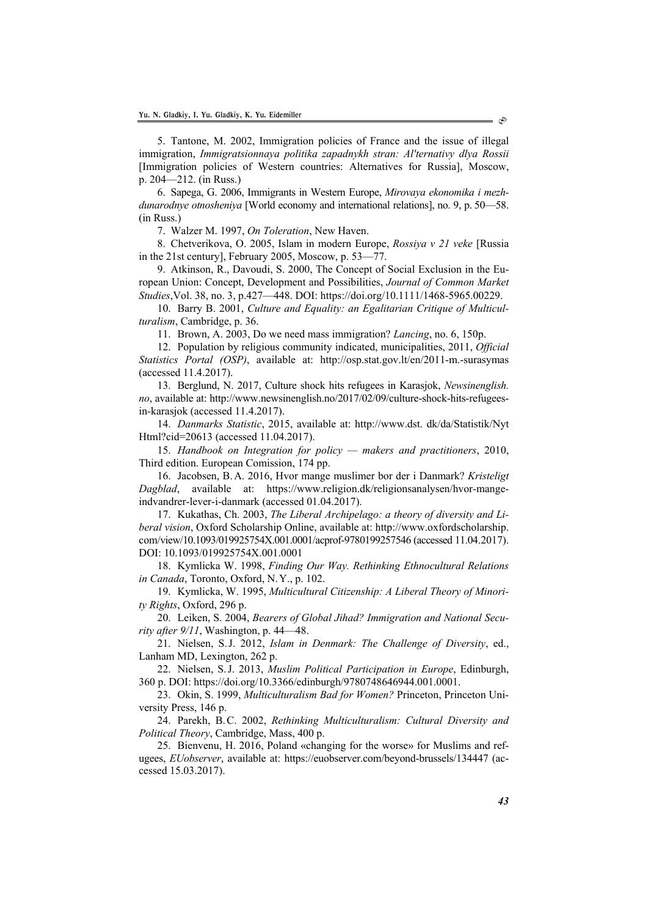5. Tantone, M. 2002, Immigration policies of France and the issue of illegal immigration, *Immigratsionnaya politika zapadnykh stran: Al'ternativy dlya Rossii* [Immigration policies of Western countries: Alternatives for Russia], Moscow, p. 204—212. (in Russ.)

6. Sapega, G. 2006, Immigrants in Western Europe, *Mirovaya ekonomika i mezhdunarodnye otnosheniya* [World economy and international relations], no. 9, p. 50—58. (in Russ.)

7. Walzer M. 1997, *On Toleration*, New Haven.

8. Chetverikova, O. 2005, Islam in modern Europe, *Rossiya v 21 veke* [Russia in the 21st century], February 2005, Moscow, p. 53—77.

9. Atkinson, R., Davoudi, S. 2000, The Concept of Social Exclusion in the European Union: Concept, Development and Possibilities, *Journal of Common Market Studies*,Vol. 38, no. 3, p.427—448. DOI: https://doi.org/10.1111/1468-5965.00229.

10. Barry B. 2001, *Culture and Equality: an Egalitarian Critique of Multiculturalism*, Cambridge, p. 36.

11. Brown, A. 2003, Do we need mass immigration? *Lancing*, no. 6, 150p.

12. Population by religious community indicated, municipalities, 2011, *Official Statistics Portal (OSP)*, available at: http://osp.stat.gov.lt/en/2011-m.-surasymas (accessed 11.4.2017).

13. Berglund, N. 2017, Culture shock hits refugees in Karasjok, *Newsinenglish.no*, available at: http://www.newsinenglish.no/2017/02/09/culture-shock-hits-refugees-in-karasjok (accessed 11.4.2017).

14. *Danmarks Statistic*, 2015, available at: http://www.dst. dk/da/Statistik/Nyt Html?cid=20613 (accessed 11.04.2017).

15. *Handbook on Integration for policy — makers and practitioners*, 2010, Third edition. European Comission, 174 pp.

16. Jacobsen, B.A. 2016, Hvor mange muslimer bor der i Danmark? *Kristeligt Dagblad*, available at: https://www.religion.dk/religionsanalysen/hvor-mange-indvandrer-lever-i-danmark (accessed 01.04.2017).

17. Kukathas, Ch. 2003, *The Liberal Archipelago: a theory of diversity and Liberal vision*, Oxford Scholarship Online, available at: http://www.oxfordscholarship.com/view/10.1093/019925754X.001.0001/acprof-9780199257546 (accessed 11.04.2017). DOI: 10.1093/019925754X.001.0001

18. Kymlicka W. 1998, *Finding Our Way. Rethinking Ethnocultural Relations in Canada*, Toronto, Oxford, N.Y., p. 102.

19. Kymlicka, W. 1995, *Multicultural Citizenship: A Liberal Theory of Minority Rights*, Oxford, 296 p.

20. Leiken, S. 2004, *Bearers of Global Jihad? Immigration and National Security after 9/11*, Washington, p. 44—48.

21. Nielsen, S.J. 2012, *Islam in Denmark: The Challenge of Diversity*, ed., Lanham MD, Lexington, 262 p.

22. Nielsen, S.J. 2013, *Muslim Political Participation in Europe*, Edinburgh, 360 p. DOI: https://doi.org/10.3366/edinburgh/9780748646944.001.0001.

23. Okin, S. 1999, *Multiculturalism Bad for Women?* Princeton, Princeton University Press, 146 p.

24. Parekh, B.C. 2002, *Rethinking Multiculturalism: Cultural Diversity and Political Theory*, Cambridge, Mass, 400 p.

25. Bienvenu, H. 2016, Poland «changing for the worse» for Muslims and refugees, *EUobserver*, available at: https://euobserver.com/beyond-brussels/134447 (accessed 15.03.2017).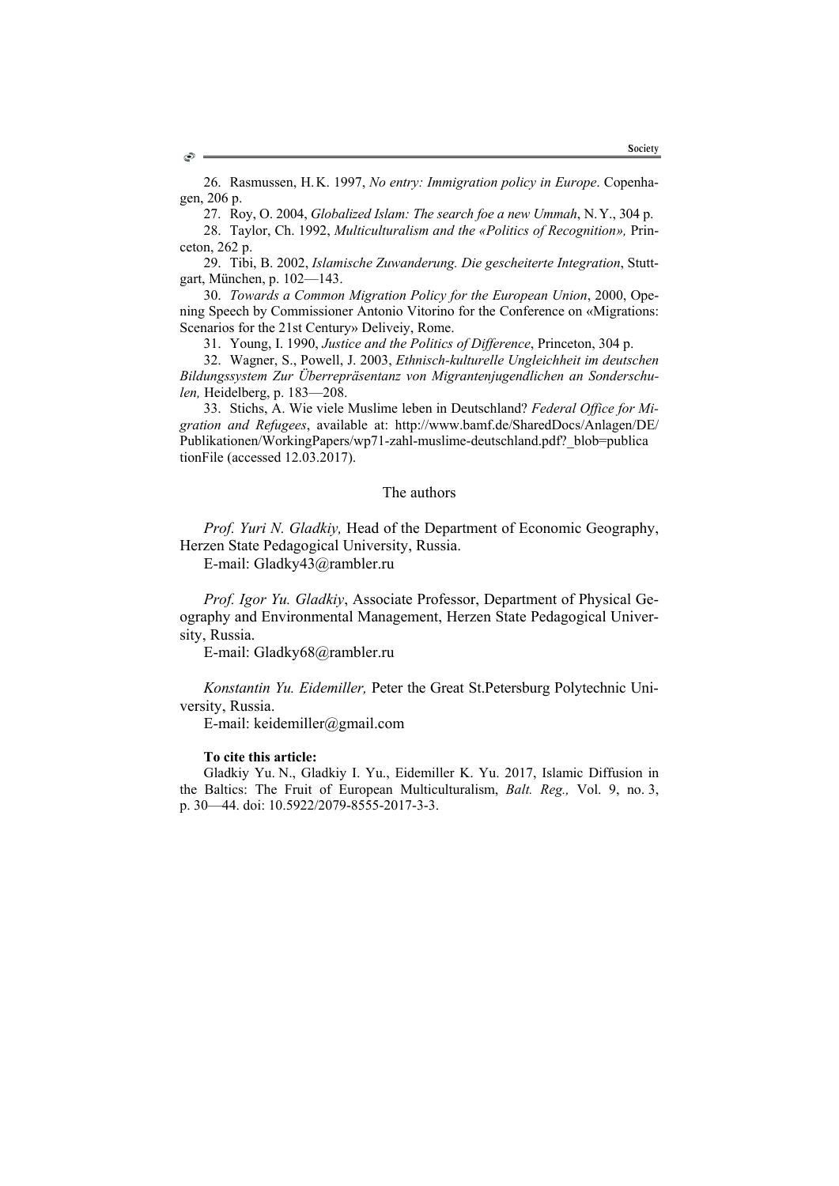26. Rasmussen, H. K. 1997, *No entry: Immigration policy in Europe*. Copenhagen, 206 p.

27. Roy, O. 2004, *Globalized Islam: The search foe a new Ummah*, N. Y., 304 p.

28. Taylor, Ch. 1992, *Multiculturalism and the «Politics of Recognition»,* Princeton, 262 p.

29. Tibi, B. 2002, *Islamische Zuwanderung. Die gescheiterte Integration*, Stuttgart, München, p. 102—143.

30. *Towards a Common Migration Policy for the European Union*, 2000, Opening Speech by Commissioner Antonio Vitorino for the Conference on «Migrations: Scenarios for the 21st Century» Deliveiy, Rome.

31. Young, I. 1990, *Justice and the Politics of Difference*, Princeton, 304 p.

32. Wagner, S., Powell, J. 2003, *Ethnisch-kulturelle Ungleichheit im deutschen Bildungssystem Zur Überrepräsentanz von Migrantenjugendlichen an Sonderschulen,* Heidelberg, p. 183—208.

33. Stichs, A. Wie viele Muslime leben in Deutschland? *Federal Office for Migration and Refugees*, available at: http://www.bamf.de/SharedDocs/Anlagen/DE/Publikationen/WorkingPapers/wp71-zahl-muslime-deutschland.pdf?_blob=publicationFile (accessed 12.03.2017).

## The authors

*Prof. Yuri N. Gladkiy,* Head of the Department of Economic Geography, Herzen State Pedagogical University, Russia.

E-mail: Gladky43@rambler.ru

*Prof. Igor Yu. Gladkiy*, Associate Professor, Department of Physical Geography and Environmental Management, Herzen State Pedagogical University, Russia.

E-mail: Gladky68@rambler.ru

*Konstantin Yu. Eidemiller,* Peter the Great St.Petersburg Polytechnic University, Russia.

E-mail: keidemiller@gmail.com

**To cite this article:**

Gladkiy Yu. N., Gladkiy I. Yu., Eidemiller K. Yu. 2017, Islamic Diffusion in the Baltics: The Fruit of European Multiculturalism, *Balt. Reg.,* Vol. 9, no. 3, p. 30—44. doi: 10.5922/2079-8555-2017-3-3.